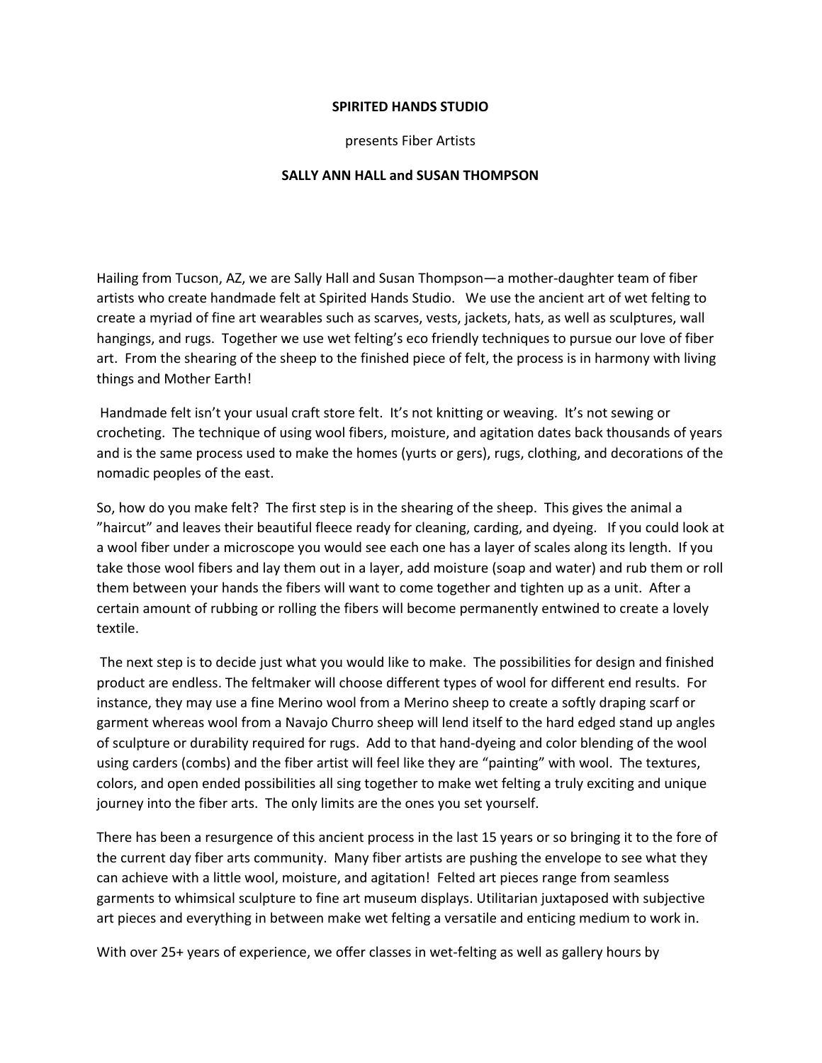**SPIRITED HANDS STUDIO**

presents Fiber Artists

**SALLY ANN HALL and SUSAN THOMPSON**

Hailing from Tucson, AZ, we are Sally Hall and Susan Thompson—a mother-daughter team of fiber artists who create handmade felt at Spirited Hands Studio. We use the ancient art of wet felting to create a myriad of fine art wearables such as scarves, vests, jackets, hats, as well as sculptures, wall hangings, and rugs. Together we use wet felting's eco friendly techniques to pursue our love of fiber art. From the shearing of the sheep to the finished piece of felt, the process is in harmony with living things and Mother Earth!

Handmade felt isn't your usual craft store felt. It's not knitting or weaving. It's not sewing or crocheting. The technique of using wool fibers, moisture, and agitation dates back thousands of years and is the same process used to make the homes (yurts or gers), rugs, clothing, and decorations of the nomadic peoples of the east.

So, how do you make felt? The first step is in the shearing of the sheep. This gives the animal a "haircut" and leaves their beautiful fleece ready for cleaning, carding, and dyeing. If you could look at a wool fiber under a microscope you would see each one has a layer of scales along its length. If you take those wool fibers and lay them out in a layer, add moisture (soap and water) and rub them or roll them between your hands the fibers will want to come together and tighten up as a unit. After a certain amount of rubbing or rolling the fibers will become permanently entwined to create a lovely textile.

The next step is to decide just what you would like to make. The possibilities for design and finished product are endless. The feltmaker will choose different types of wool for different end results. For instance, they may use a fine Merino wool from a Merino sheep to create a softly draping scarf or garment whereas wool from a Navajo Churro sheep will lend itself to the hard edged stand up angles of sculpture or durability required for rugs. Add to that hand-dyeing and color blending of the wool using carders (combs) and the fiber artist will feel like they are "painting" with wool. The textures, colors, and open ended possibilities all sing together to make wet felting a truly exciting and unique journey into the fiber arts. The only limits are the ones you set yourself.

There has been a resurgence of this ancient process in the last 15 years or so bringing it to the fore of the current day fiber arts community. Many fiber artists are pushing the envelope to see what they can achieve with a little wool, moisture, and agitation! Felted art pieces range from seamless garments to whimsical sculpture to fine art museum displays. Utilitarian juxtaposed with subjective art pieces and everything in between make wet felting a versatile and enticing medium to work in.

With over 25+ years of experience, we offer classes in wet-felting as well as gallery hours by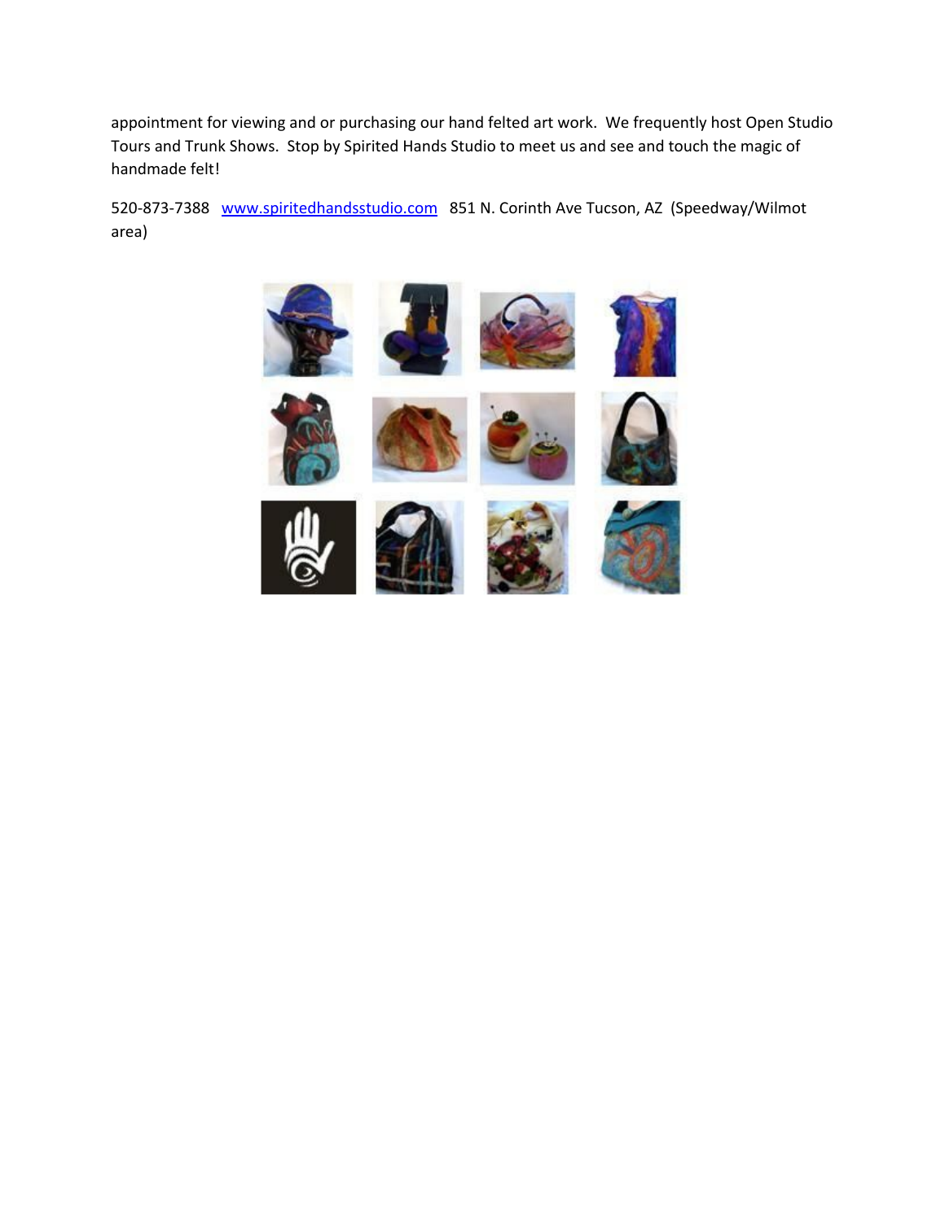appointment for viewing and or purchasing our hand felted art work. We frequently host Open Studio Tours and Trunk Shows. Stop by Spirited Hands Studio to meet us and see and touch the magic of handmade felt!

520-873-7388 [www.spiritedhandsstudio.com](http://www.spiritedhandsstudio.com) 851 N. Corinth Ave Tucson, AZ (Speedway/Wilmot area)